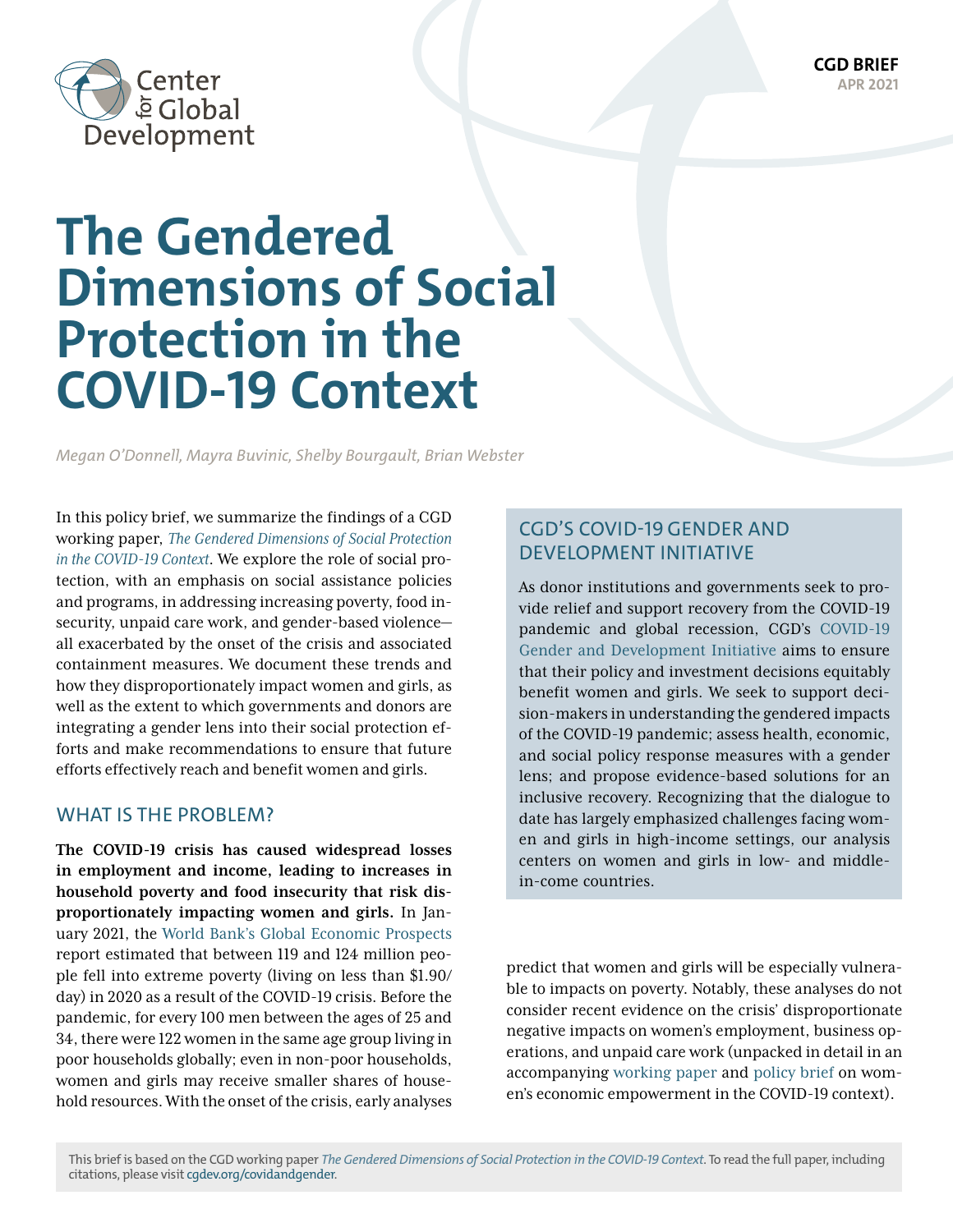CGD BRIEF
APR 2021

# The Gendered Dimensions of Social Protection in the COVID-19 Context

*Megan O'Donnell, Mayra Buvinic, Shelby Bourgault, Brian Webster*

In this policy brief, we summarize the findings of a CGD working paper, *The Gendered Dimensions of Social Protection in the COVID-19 Context*. We explore the role of social protection, with an emphasis on social assistance policies and programs, in addressing increasing poverty, food insecurity, unpaid care work, and gender-based violence—all exacerbated by the onset of the crisis and associated containment measures. We document these trends and how they disproportionately impact women and girls, as well as the extent to which governments and donors are integrating a gender lens into their social protection efforts and make recommendations to ensure that future efforts effectively reach and benefit women and girls.

## CGD'S COVID-19 GENDER AND DEVELOPMENT INITIATIVE

As donor institutions and governments seek to provide relief and support recovery from the COVID-19 pandemic and global recession, CGD's COVID-19 Gender and Development Initiative aims to ensure that their policy and investment decisions equitably benefit women and girls. We seek to support decision-makers in understanding the gendered impacts of the COVID-19 pandemic; assess health, economic, and social policy response measures with a gender lens; and propose evidence-based solutions for an inclusive recovery. Recognizing that the dialogue to date has largely emphasized challenges facing women and girls in high-income settings, our analysis centers on women and girls in low- and middle-in-come countries.

## WHAT IS THE PROBLEM?

**The COVID-19 crisis has caused widespread losses in employment and income, leading to increases in household poverty and food insecurity that risk disproportionately impacting women and girls.** In January 2021, the World Bank's Global Economic Prospects report estimated that between 119 and 124 million people fell into extreme poverty (living on less than $1.90/day) in 2020 as a result of the COVID-19 crisis. Before the pandemic, for every 100 men between the ages of 25 and 34, there were 122 women in the same age group living in poor households globally; even in non-poor households, women and girls may receive smaller shares of household resources. With the onset of the crisis, early analyses predict that women and girls will be especially vulnerable to impacts on poverty. Notably, these analyses do not consider recent evidence on the crisis' disproportionate negative impacts on women's employment, business operations, and unpaid care work (unpacked in detail in an accompanying working paper and policy brief on women's economic empowerment in the COVID-19 context).

This brief is based on the CGD working paper *The Gendered Dimensions of Social Protection in the COVID-19 Context*. To read the full paper, including citations, please visit cgdev.org/covidandgender.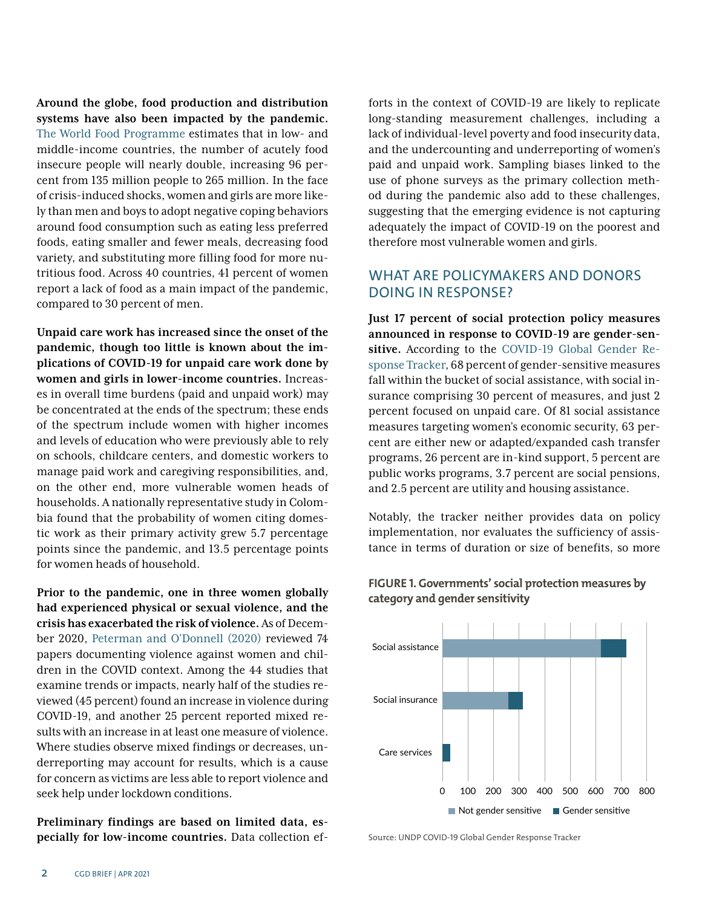**Around the globe, food production and distribution systems have also been impacted by the pandemic.** The World Food Programme estimates that in low- and middle-income countries, the number of acutely food insecure people will nearly double, increasing 96 percent from 135 million people to 265 million. In the face of crisis-induced shocks, women and girls are more likely than men and boys to adopt negative coping behaviors around food consumption such as eating less preferred foods, eating smaller and fewer meals, decreasing food variety, and substituting more filling food for more nutritious food. Across 40 countries, 41 percent of women report a lack of food as a main impact of the pandemic, compared to 30 percent of men.

**Unpaid care work has increased since the onset of the pandemic, though too little is known about the implications of COVID-19 for unpaid care work done by women and girls in lower-income countries.** Increases in overall time burdens (paid and unpaid work) may be concentrated at the ends of the spectrum; these ends of the spectrum include women with higher incomes and levels of education who were previously able to rely on schools, childcare centers, and domestic workers to manage paid work and caregiving responsibilities, and, on the other end, more vulnerable women heads of households. A nationally representative study in Colombia found that the probability of women citing domestic work as their primary activity grew 5.7 percentage points since the pandemic, and 13.5 percentage points for women heads of household.

**Prior to the pandemic, one in three women globally had experienced physical or sexual violence, and the crisis has exacerbated the risk of violence.** As of December 2020, Peterman and O'Donnell (2020) reviewed 74 papers documenting violence against women and children in the COVID context. Among the 44 studies that examine trends or impacts, nearly half of the studies reviewed (45 percent) found an increase in violence during COVID-19, and another 25 percent reported mixed results with an increase in at least one measure of violence. Where studies observe mixed findings or decreases, underreporting may account for results, which is a cause for concern as victims are less able to report violence and seek help under lockdown conditions.

**Preliminary findings are based on limited data, especially for low-income countries.** Data collection efforts in the context of COVID-19 are likely to replicate long-standing measurement challenges, including a lack of individual-level poverty and food insecurity data, and the undercounting and underreporting of women's paid and unpaid work. Sampling biases linked to the use of phone surveys as the primary collection method during the pandemic also add to these challenges, suggesting that the emerging evidence is not capturing adequately the impact of COVID-19 on the poorest and therefore most vulnerable women and girls.

## WHAT ARE POLICYMAKERS AND DONORS DOING IN RESPONSE?

**Just 17 percent of social protection policy measures announced in response to COVID-19 are gender-sensitive.** According to the COVID-19 Global Gender Response Tracker, 68 percent of gender-sensitive measures fall within the bucket of social assistance, with social insurance comprising 30 percent of measures, and just 2 percent focused on unpaid care. Of 81 social assistance measures targeting women's economic security, 63 percent are either new or adapted/expanded cash transfer programs, 26 percent are in-kind support, 5 percent are public works programs, 3.7 percent are social pensions, and 2.5 percent are utility and housing assistance.

Notably, the tracker neither provides data on policy implementation, nor evaluates the sufficiency of assistance in terms of duration or size of benefits, so more

**FIGURE 1. Governments' social protection measures by category and gender sensitivity**

Source: UNDP COVID-19 Global Gender Response Tracker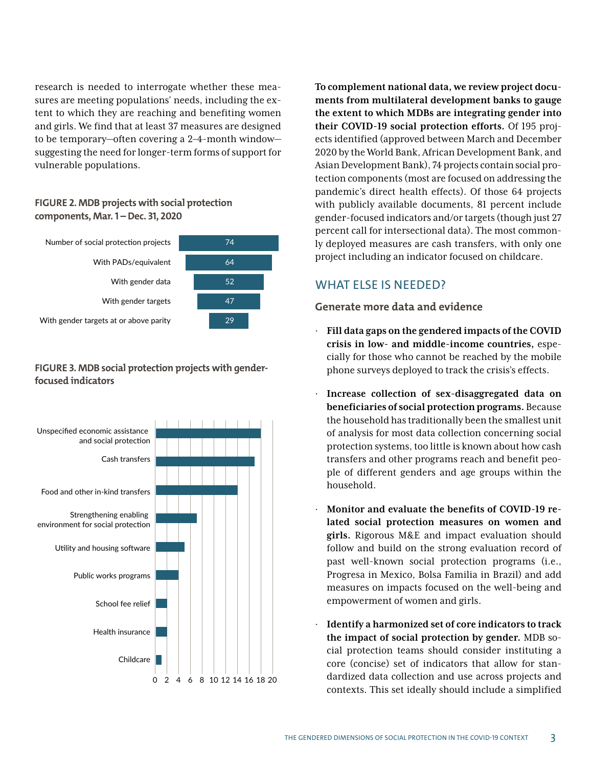research is needed to interrogate whether these measures are meeting populations' needs, including the extent to which they are reaching and benefiting women and girls. We find that at least 37 measures are designed to be temporary—often covering a 2–4-month window—suggesting the need for longer-term forms of support for vulnerable populations.

**FIGURE 2. MDB projects with social protection components, Mar. 1 – Dec. 31, 2020**

| Category | Count |
|---|---|
| Number of social protection projects | 74 |
| With PADs/equivalent | 64 |
| With gender data | 52 |
| With gender targets | 47 |
| With gender targets at or above parity | 29 |

**FIGURE 3. MDB social protection projects with gender-focused indicators**

| Indicator | Approx. number of projects |
|---|---|
| Unspecified economic assistance and social protection | 18 |
| Cash transfers | 17 |
| Food and other in-kind transfers | 14 |
| Strengthening enabling environment for social protection | 7 |
| Utility and housing software | 5 |
| Public works programs | 4 |
| School fee relief | 2 |
| Health insurance | 2 |
| Childcare | 1 |

**To complement national data, we review project documents from multilateral development banks to gauge the extent to which MDBs are integrating gender into their COVID-19 social protection efforts.** Of 195 projects identified (approved between March and December 2020 by the World Bank, African Development Bank, and Asian Development Bank), 74 projects contain social protection components (most are focused on addressing the pandemic's direct health effects). Of those 64 projects with publicly available documents, 81 percent include gender-focused indicators and/or targets (though just 27 percent call for intersectional data). The most commonly deployed measures are cash transfers, with only one project including an indicator focused on childcare.

## WHAT ELSE IS NEEDED?

### Generate more data and evidence

- **Fill data gaps on the gendered impacts of the COVID crisis in low- and middle-income countries,** especially for those who cannot be reached by the mobile phone surveys deployed to track the crisis's effects.
- **Increase collection of sex-disaggregated data on beneficiaries of social protection programs.** Because the household has traditionally been the smallest unit of analysis for most data collection concerning social protection systems, too little is known about how cash transfers and other programs reach and benefit people of different genders and age groups within the household.
- **Monitor and evaluate the benefits of COVID-19 related social protection measures on women and girls.** Rigorous M&E and impact evaluation should follow and build on the strong evaluation record of past well-known social protection programs (i.e., Progresa in Mexico, Bolsa Familia in Brazil) and add measures on impacts focused on the well-being and empowerment of women and girls.
- **Identify a harmonized set of core indicators to track the impact of social protection by gender.** MDB social protection teams should consider instituting a core (concise) set of indicators that allow for standardized data collection and use across projects and contexts. This set ideally should include a simplified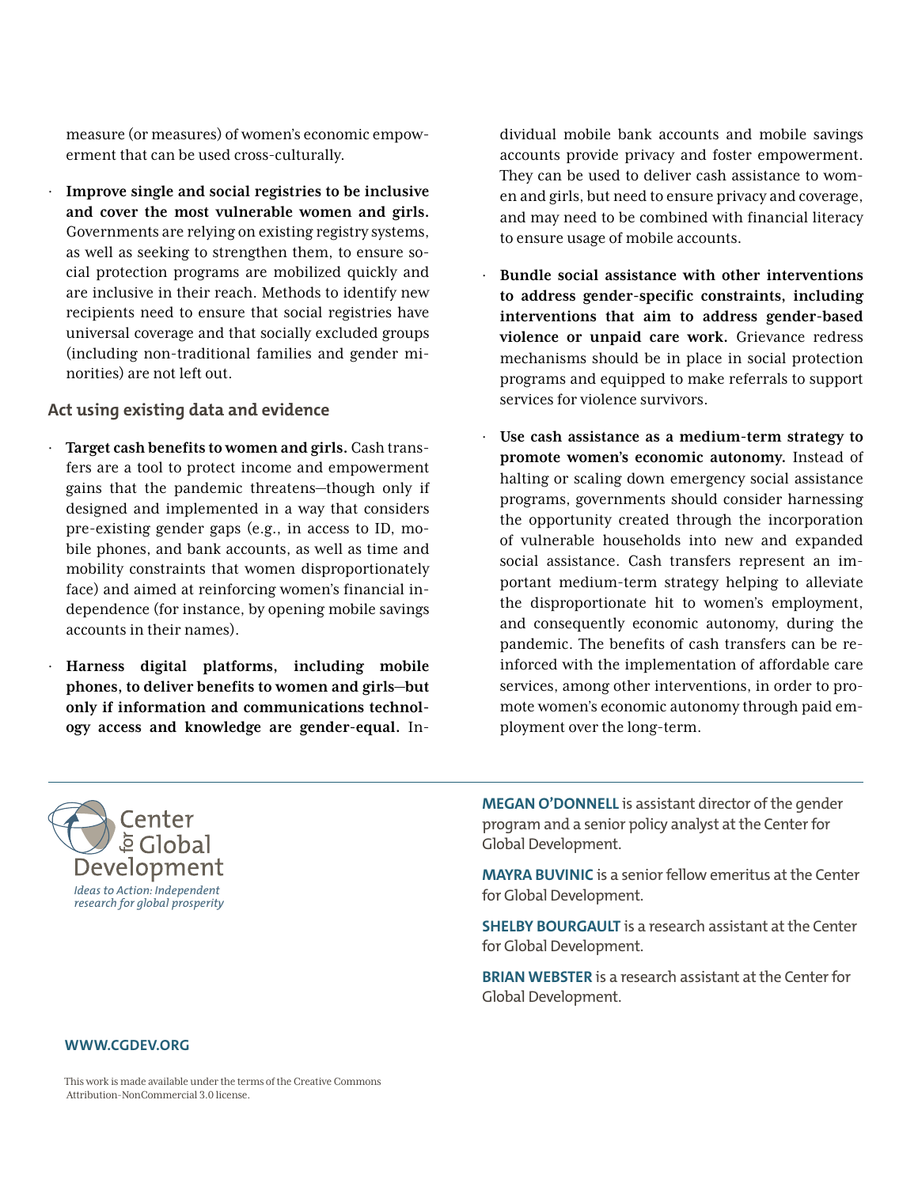measure (or measures) of women's economic empowerment that can be used cross-culturally.

- **Improve single and social registries to be inclusive and cover the most vulnerable women and girls.** Governments are relying on existing registry systems, as well as seeking to strengthen them, to ensure social protection programs are mobilized quickly and are inclusive in their reach. Methods to identify new recipients need to ensure that social registries have universal coverage and that socially excluded groups (including non-traditional families and gender minorities) are not left out.

### Act using existing data and evidence

- **Target cash benefits to women and girls.** Cash transfers are a tool to protect income and empowerment gains that the pandemic threatens—though only if designed and implemented in a way that considers pre-existing gender gaps (e.g., in access to ID, mobile phones, and bank accounts, as well as time and mobility constraints that women disproportionately face) and aimed at reinforcing women's financial independence (for instance, by opening mobile savings accounts in their names).

- **Harness digital platforms, including mobile phones, to deliver benefits to women and girls—but only if information and communications technology access and knowledge are gender-equal.** Individual mobile bank accounts and mobile savings accounts provide privacy and foster empowerment. They can be used to deliver cash assistance to women and girls, but need to ensure privacy and coverage, and may need to be combined with financial literacy to ensure usage of mobile accounts.

- **Bundle social assistance with other interventions to address gender-specific constraints, including interventions that aim to address gender-based violence or unpaid care work.** Grievance redress mechanisms should be in place in social protection programs and equipped to make referrals to support services for violence survivors.

- **Use cash assistance as a medium-term strategy to promote women's economic autonomy.** Instead of halting or scaling down emergency social assistance programs, governments should consider harnessing the opportunity created through the incorporation of vulnerable households into new and expanded social assistance. Cash transfers represent an important medium-term strategy helping to alleviate the disproportionate hit to women's employment, and consequently economic autonomy, during the pandemic. The benefits of cash transfers can be reinforced with the implementation of affordable care services, among other interventions, in order to promote women's economic autonomy through paid employment over the long-term.

Center for Global Development

*Ideas to Action: Independent research for global prosperity*

**MEGAN O'DONNELL** is assistant director of the gender program and a senior policy analyst at the Center for Global Development.

**MAYRA BUVINIC** is a senior fellow emeritus at the Center for Global Development.

**SHELBY BOURGAULT** is a research assistant at the Center for Global Development.

**BRIAN WEBSTER** is a research assistant at the Center for Global Development.

**WWW.CGDEV.ORG**

This work is made available under the terms of the Creative Commons Attribution-NonCommercial 3.0 license.